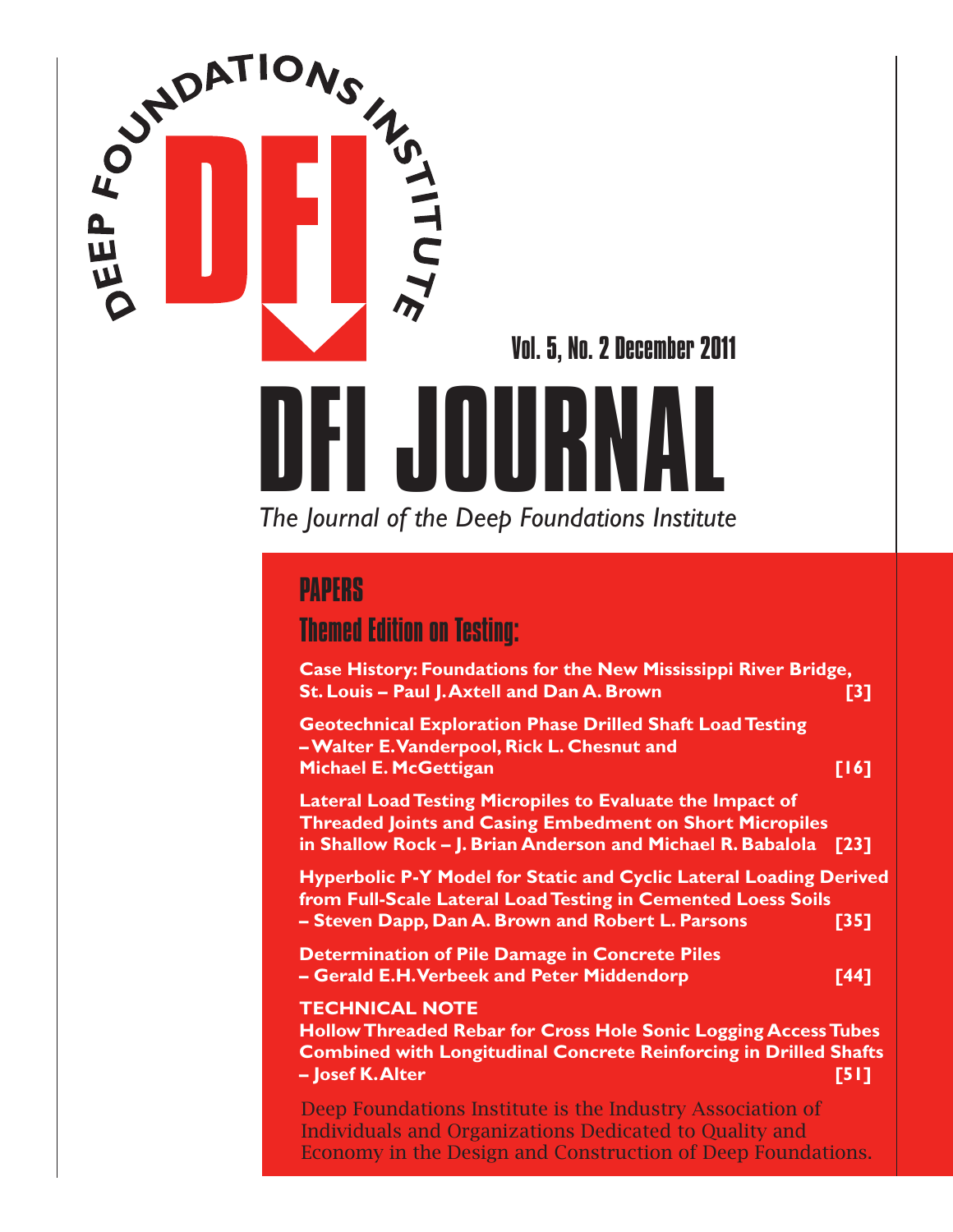DEEP FOUNDATIONS INSTITUTE

DFI

Vol. 5, No. 2 December 2011

# DFI JOURNAL

*The Journal of the Deep Foundations Institute*

## PAPERS

### Themed Edition on Testing:

**Case History: Foundations for the New Mississippi River Bridge, St. Louis – Paul J. Axtell and Dan A. Brown [3]**

**Geotechnical Exploration Phase Drilled Shaft Load Testing – Walter E. Vanderpool, Rick L. Chesnut and Michael E. McGettigan [16]**

**Lateral Load Testing Micropiles to Evaluate the Impact of Threaded Joints and Casing Embedment on Short Micropiles in Shallow Rock – J. Brian Anderson and Michael R. Babalola [23]**

**Hyperbolic P-Y Model for Static and Cyclic Lateral Loading Derived from Full-Scale Lateral Load Testing in Cemented Loess Soils – Steven Dapp, Dan A. Brown and Robert L. Parsons [35]**

**Determination of Pile Damage in Concrete Piles – Gerald E.H. Verbeek and Peter Middendorp [44]**

### TECHNICAL NOTE

**Hollow Threaded Rebar for Cross Hole Sonic Logging Access Tubes Combined with Longitudinal Concrete Reinforcing in Drilled Shafts – Josef K. Alter [51]**

Deep Foundations Institute is the Industry Association of Individuals and Organizations Dedicated to Quality and Economy in the Design and Construction of Deep Foundations.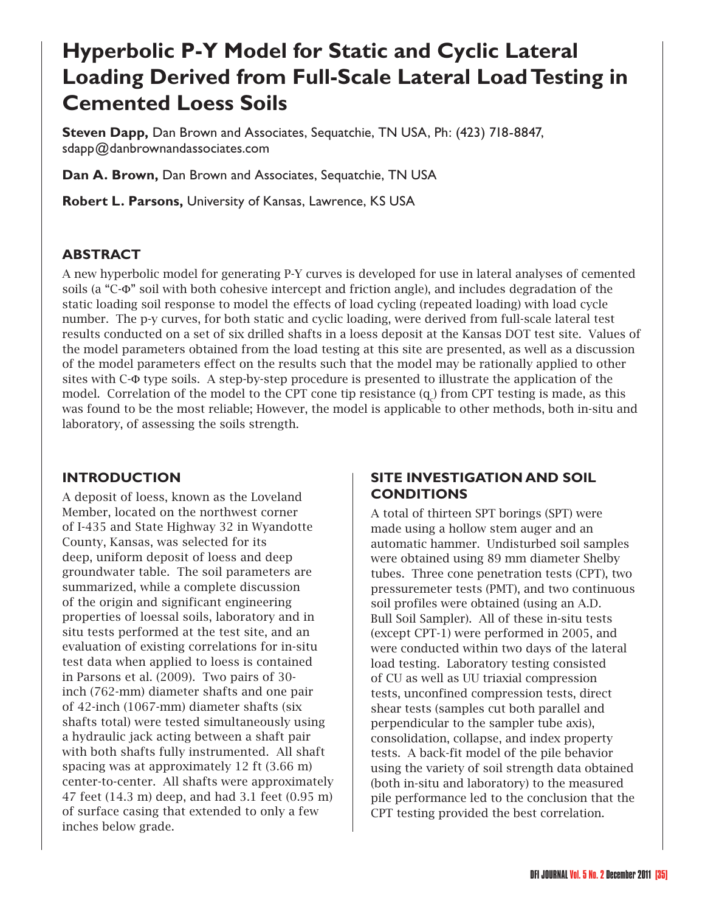# Hyperbolic P-Y Model for Static and Cyclic Lateral Loading Derived from Full-Scale Lateral Load Testing in Cemented Loess Soils

**Steven Dapp,** Dan Brown and Associates, Sequatchie, TN USA, Ph: (423) 718-8847, sdapp@danbrownandassociates.com

**Dan A. Brown,** Dan Brown and Associates, Sequatchie, TN USA

**Robert L. Parsons,** University of Kansas, Lawrence, KS USA

## ABSTRACT

A new hyperbolic model for generating P-Y curves is developed for use in lateral analyses of cemented soils (a "C-Φ" soil with both cohesive intercept and friction angle), and includes degradation of the static loading soil response to model the effects of load cycling (repeated loading) with load cycle number. The p-y curves, for both static and cyclic loading, were derived from full-scale lateral test results conducted on a set of six drilled shafts in a loess deposit at the Kansas DOT test site. Values of the model parameters obtained from the load testing at this site are presented, as well as a discussion of the model parameters effect on the results such that the model may be rationally applied to other sites with C-Φ type soils. A step-by-step procedure is presented to illustrate the application of the model. Correlation of the model to the CPT cone tip resistance ($q_c$) from CPT testing is made, as this was found to be the most reliable; However, the model is applicable to other methods, both in-situ and laboratory, of assessing the soils strength.

## INTRODUCTION

A deposit of loess, known as the Loveland Member, located on the northwest corner of I-435 and State Highway 32 in Wyandotte County, Kansas, was selected for its deep, uniform deposit of loess and deep groundwater table. The soil parameters are summarized, while a complete discussion of the origin and significant engineering properties of loessal soils, laboratory and in situ tests performed at the test site, and an evaluation of existing correlations for in-situ test data when applied to loess is contained in Parsons et al. (2009). Two pairs of 30-inch (762-mm) diameter shafts and one pair of 42-inch (1067-mm) diameter shafts (six shafts total) were tested simultaneously using a hydraulic jack acting between a shaft pair with both shafts fully instrumented. All shaft spacing was at approximately 12 ft (3.66 m) center-to-center. All shafts were approximately 47 feet (14.3 m) deep, and had 3.1 feet (0.95 m) of surface casing that extended to only a few inches below grade.

## SITE INVESTIGATION AND SOIL CONDITIONS

A total of thirteen SPT borings (SPT) were made using a hollow stem auger and an automatic hammer. Undisturbed soil samples were obtained using 89 mm diameter Shelby tubes. Three cone penetration tests (CPT), two pressuremeter tests (PMT), and two continuous soil profiles were obtained (using an A.D. Bull Soil Sampler). All of these in-situ tests (except CPT-1) were performed in 2005, and were conducted within two days of the lateral load testing. Laboratory testing consisted of CU as well as UU triaxial compression tests, unconfined compression tests, direct shear tests (samples cut both parallel and perpendicular to the sampler tube axis), consolidation, collapse, and index property tests. A back-fit model of the pile behavior using the variety of soil strength data obtained (both in-situ and laboratory) to the measured pile performance led to the conclusion that the CPT testing provided the best correlation.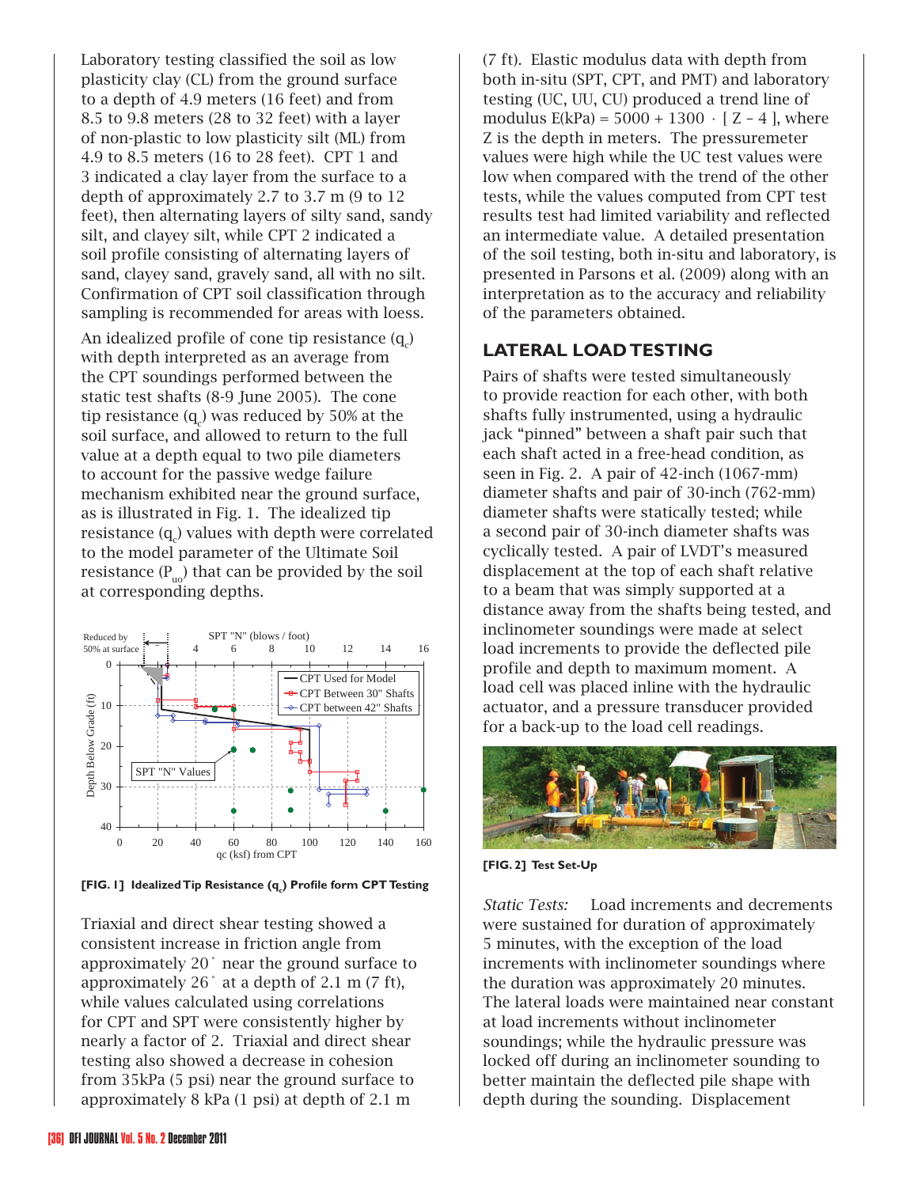Laboratory testing classified the soil as low plasticity clay (CL) from the ground surface to a depth of 4.9 meters (16 feet) and from 8.5 to 9.8 meters (28 to 32 feet) with a layer of non-plastic to low plasticity silt (ML) from 4.9 to 8.5 meters (16 to 28 feet). CPT 1 and 3 indicated a clay layer from the surface to a depth of approximately 2.7 to 3.7 m (9 to 12 feet), then alternating layers of silty sand, sandy silt, and clayey silt, while CPT 2 indicated a soil profile consisting of alternating layers of sand, clayey sand, gravely sand, all with no silt. Confirmation of CPT soil classification through sampling is recommended for areas with loess.

An idealized profile of cone tip resistance ($q_c$) with depth interpreted as an average from the CPT soundings performed between the static test shafts (8-9 June 2005). The cone tip resistance ($q_c$) was reduced by 50% at the soil surface, and allowed to return to the full value at a depth equal to two pile diameters to account for the passive wedge failure mechanism exhibited near the ground surface, as is illustrated in Fig. 1. The idealized tip resistance ($q_c$) values with depth were correlated to the model parameter of the Ultimate Soil resistance ($P_{uo}$) that can be provided by the soil at corresponding depths.

**[FIG. 1] Idealized Tip Resistance ($q_c$) Profile form CPT Testing**

Triaxial and direct shear testing showed a consistent increase in friction angle from approximately 20° near the ground surface to approximately 26° at a depth of 2.1 m (7 ft), while values calculated using correlations for CPT and SPT were consistently higher by nearly a factor of 2. Triaxial and direct shear testing also showed a decrease in cohesion from 35kPa (5 psi) near the ground surface to approximately 8 kPa (1 psi) at depth of 2.1 m (7 ft). Elastic modulus data with depth from both in-situ (SPT, CPT, and PMT) and laboratory testing (UC, UU, CU) produced a trend line of modulus $E(kPa) = 5000 + 1300 \cdot [Z - 4]$, where Z is the depth in meters. The pressuremeter values were high while the UC test values were low when compared with the trend of the other tests, while the values computed from CPT test results test had limited variability and reflected an intermediate value. A detailed presentation of the soil testing, both in-situ and laboratory, is presented in Parsons et al. (2009) along with an interpretation as to the accuracy and reliability of the parameters obtained.

## LATERAL LOAD TESTING

Pairs of shafts were tested simultaneously to provide reaction for each other, with both shafts fully instrumented, using a hydraulic jack "pinned" between a shaft pair such that each shaft acted in a free-head condition, as seen in Fig. 2. A pair of 42-inch (1067-mm) diameter shafts and pair of 30-inch (762-mm) diameter shafts were statically tested; while a second pair of 30-inch diameter shafts was cyclically tested. A pair of LVDT's measured displacement at the top of each shaft relative to a beam that was simply supported at a distance away from the shafts being tested, and inclinometer soundings were made at select load increments to provide the deflected pile profile and depth to maximum moment. A load cell was placed inline with the hydraulic actuator, and a pressure transducer provided for a back-up to the load cell readings.

**[FIG. 2] Test Set-Up**

*Static Tests:* Load increments and decrements were sustained for duration of approximately 5 minutes, with the exception of the load increments with inclinometer soundings where the duration was approximately 20 minutes. The lateral loads were maintained near constant at load increments without inclinometer soundings; while the hydraulic pressure was locked off during an inclinometer sounding to better maintain the deflected pile shape with depth during the sounding. Displacement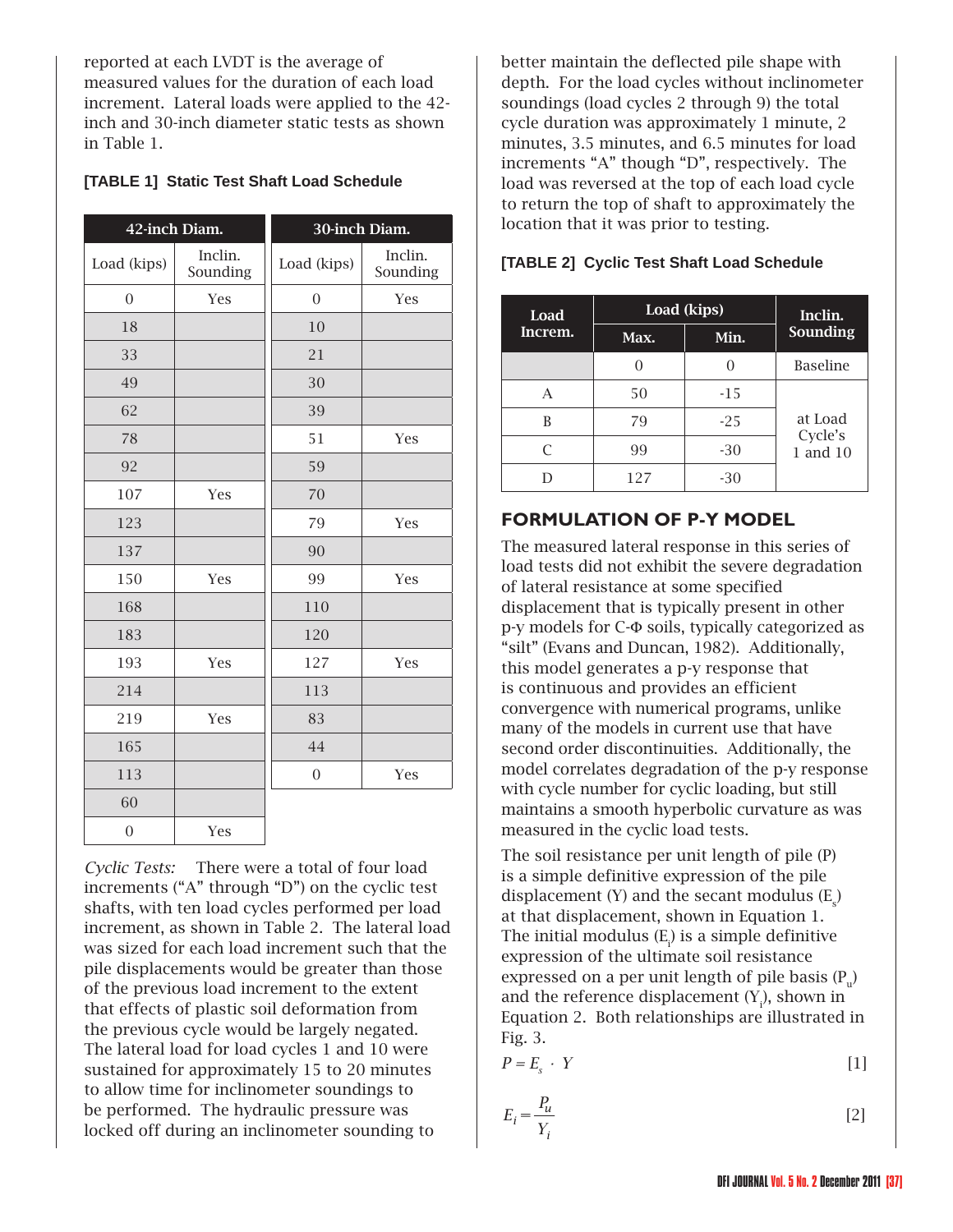reported at each LVDT is the average of measured values for the duration of each load increment. Lateral loads were applied to the 42-inch and 30-inch diameter static tests as shown in Table 1.

**[TABLE 1] Static Test Shaft Load Schedule**

| 42-inch Diam. | | 30-inch Diam. | |
|---|---|---|---|
| Load (kips) | Inclin. Sounding | Load (kips) | Inclin. Sounding |
| 0 | Yes | 0 | Yes |
| 18 | | 10 | |
| 33 | | 21 | |
| 49 | | 30 | |
| 62 | | 39 | |
| 78 | | 51 | Yes |
| 92 | | 59 | |
| 107 | Yes | 70 | |
| 123 | | 79 | Yes |
| 137 | | 90 | |
| 150 | Yes | 99 | Yes |
| 168 | | 110 | |
| 183 | | 120 | |
| 193 | Yes | 127 | Yes |
| 214 | | 113 | |
| 219 | Yes | 83 | |
| 165 | | 44 | |
| 113 | | 0 | Yes |
| 60 | | | |
| 0 | Yes | | |

*Cyclic Tests:* There were a total of four load increments ("A" through "D") on the cyclic test shafts, with ten load cycles performed per load increment, as shown in Table 2. The lateral load was sized for each load increment such that the pile displacements would be greater than those of the previous load increment to the extent that effects of plastic soil deformation from the previous cycle would be largely negated. The lateral load for load cycles 1 and 10 were sustained for approximately 15 to 20 minutes to allow time for inclinometer soundings to be performed. The hydraulic pressure was locked off during an inclinometer sounding to better maintain the deflected pile shape with depth. For the load cycles without inclinometer soundings (load cycles 2 through 9) the total cycle duration was approximately 1 minute, 2 minutes, 3.5 minutes, and 6.5 minutes for load increments "A" though "D", respectively. The load was reversed at the top of each load cycle to return the top of shaft to approximately the location that it was prior to testing.

**[TABLE 2] Cyclic Test Shaft Load Schedule**

| Load Increm. | Load (kips) | | Inclin. Sounding |
|---|---|---|---|
| | Max. | Min. | |
| | 0 | 0 | Baseline |
| A | 50 | -15 | at Load Cycle's 1 and 10 |
| B | 79 | -25 | |
| C | 99 | -30 | |
| D | 127 | -30 | |

## FORMULATION OF P-Y MODEL

The measured lateral response in this series of load tests did not exhibit the severe degradation of lateral resistance at some specified displacement that is typically present in other p-y models for C-Φ soils, typically categorized as "silt" (Evans and Duncan, 1982). Additionally, this model generates a p-y response that is continuous and provides an efficient convergence with numerical programs, unlike many of the models in current use that have second order discontinuities. Additionally, the model correlates degradation of the p-y response with cycle number for cyclic loading, but still maintains a smooth hyperbolic curvature as was measured in the cyclic load tests.

The soil resistance per unit length of pile (P) is a simple definitive expression of the pile displacement (Y) and the secant modulus ($E_s$) at that displacement, shown in Equation 1. The initial modulus ($E_i$) is a simple definitive expression of the ultimate soil resistance expressed on a per unit length of pile basis ($P_u$) and the reference displacement ($Y_i$), shown in Equation 2. Both relationships are illustrated in Fig. 3.

$$P = E_s \cdot Y \qquad [1]$$

$$E_i = \frac{P_u}{Y_i} \qquad [2]$$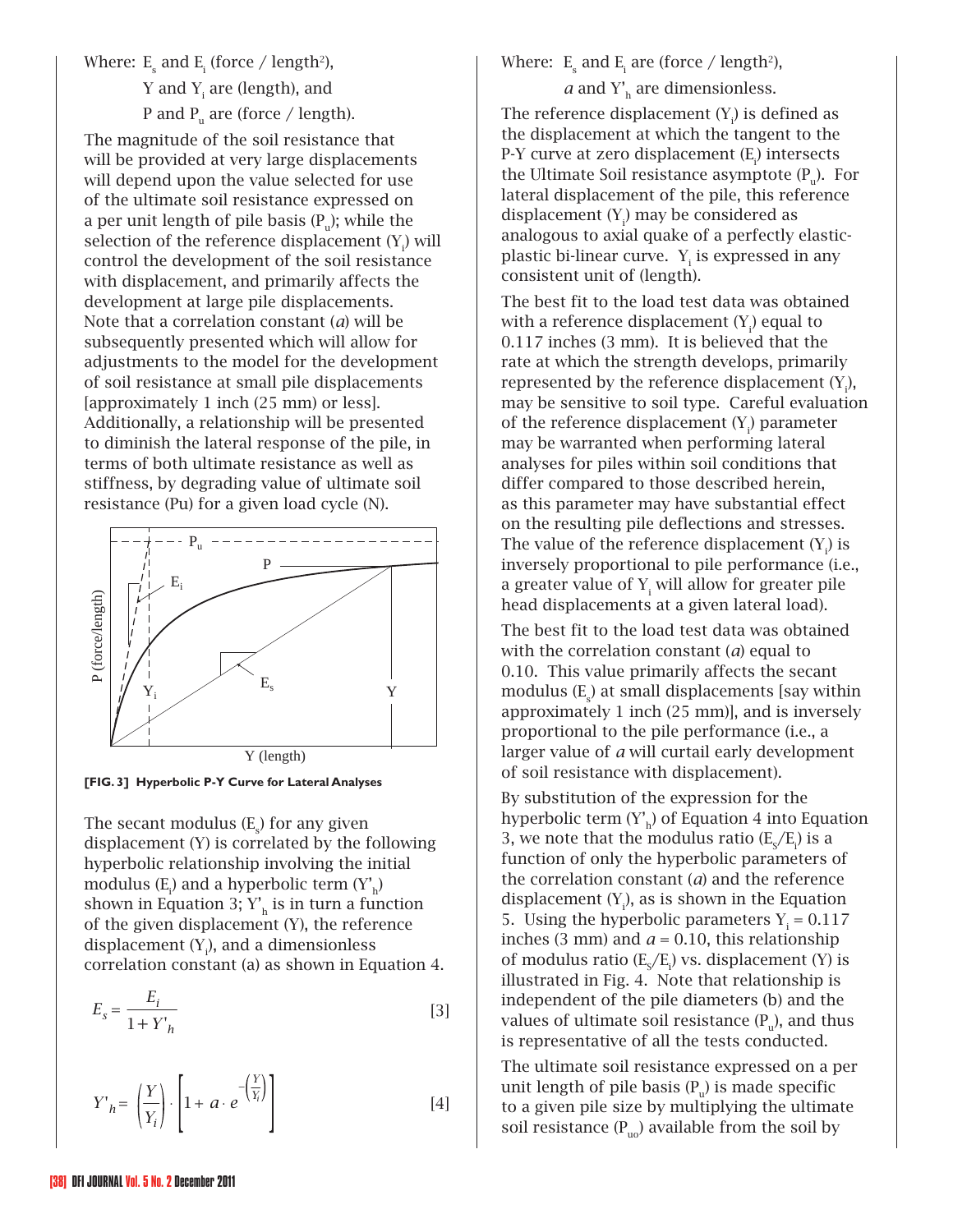Where: $E_s$ and $E_i$ (force / length$^2$),

$Y$ and $Y_i$ are (length), and

$P$ and $P_u$ are (force / length).

The magnitude of the soil resistance that will be provided at very large displacements will depend upon the value selected for use of the ultimate soil resistance expressed on a per unit length of pile basis ($P_u$); while the selection of the reference displacement ($Y_i$) will control the development of the soil resistance with displacement, and primarily affects the development at large pile displacements. Note that a correlation constant (*a*) will be subsequently presented which will allow for adjustments to the model for the development of soil resistance at small pile displacements [approximately 1 inch (25 mm) or less]. Additionally, a relationship will be presented to diminish the lateral response of the pile, in terms of both ultimate resistance as well as stiffness, by degrading value of ultimate soil resistance (Pu) for a given load cycle (N).

**[FIG. 3] Hyperbolic P-Y Curve for Lateral Analyses**

The secant modulus ($E_s$) for any given displacement (Y) is correlated by the following hyperbolic relationship involving the initial modulus ($E_i$) and a hyperbolic term ($Y'_h$) shown in Equation 3; $Y'_h$ is in turn a function of the given displacement (Y), the reference displacement ($Y_i$), and a dimensionless correlation constant (a) as shown in Equation 4.

$$E_s = \frac{E_i}{1 + Y'_h} \qquad [3]$$

$$Y'_h = \left(\frac{Y}{Y_i}\right) \cdot \left[1 + a \cdot e^{-\left(\frac{Y}{Y_i}\right)}\right] \qquad [4]$$

Where: $E_s$ and $E_i$ are (force / length$^2$),

*a* and $Y'_h$ are dimensionless.

The reference displacement ($Y_i$) is defined as the displacement at which the tangent to the P-Y curve at zero displacement ($E_i$) intersects the Ultimate Soil resistance asymptote ($P_u$). For lateral displacement of the pile, this reference displacement ($Y_i$) may be considered as analogous to axial quake of a perfectly elastic-plastic bi-linear curve. $Y_i$ is expressed in any consistent unit of (length).

The best fit to the load test data was obtained with a reference displacement ($Y_i$) equal to 0.117 inches (3 mm). It is believed that the rate at which the strength develops, primarily represented by the reference displacement ($Y_i$), may be sensitive to soil type. Careful evaluation of the reference displacement ($Y_i$) parameter may be warranted when performing lateral analyses for piles within soil conditions that differ compared to those described herein, as this parameter may have substantial effect on the resulting pile deflections and stresses. The value of the reference displacement ($Y_i$) is inversely proportional to pile performance (i.e., a greater value of $Y_i$ will allow for greater pile head displacements at a given lateral load).

The best fit to the load test data was obtained with the correlation constant (*a*) equal to 0.10. This value primarily affects the secant modulus ($E_s$) at small displacements [say within approximately 1 inch (25 mm)], and is inversely proportional to the pile performance (i.e., a larger value of *a* will curtail early development of soil resistance with displacement).

By substitution of the expression for the hyperbolic term ($Y'_h$) of Equation 4 into Equation 3, we note that the modulus ratio ($E_s/E_i$) is a function of only the hyperbolic parameters of the correlation constant (*a*) and the reference displacement ($Y_i$), as is shown in the Equation 5. Using the hyperbolic parameters $Y_i = 0.117$ inches (3 mm) and $a = 0.10$, this relationship of modulus ratio ($E_s/E_i$) vs. displacement (Y) is illustrated in Fig. 4. Note that relationship is independent of the pile diameters (b) and the values of ultimate soil resistance ($P_u$), and thus is representative of all the tests conducted.

The ultimate soil resistance expressed on a per unit length of pile basis ($P_u$) is made specific to a given pile size by multiplying the ultimate soil resistance ($P_{uo}$) available from the soil by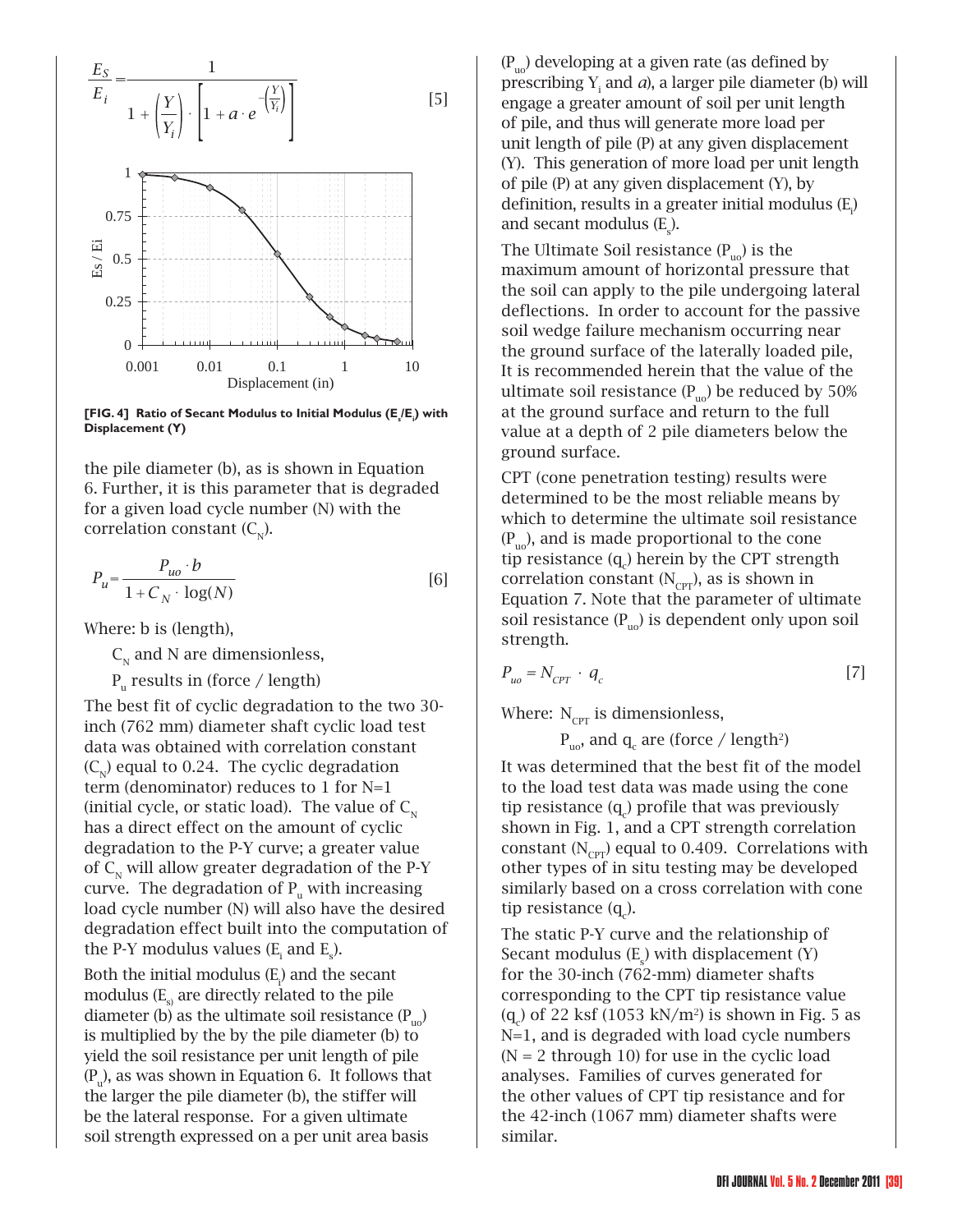$$\frac{E_S}{E_i} = \frac{1}{1 + \left(\frac{Y}{Y_i}\right) \cdot \left[1 + a \cdot e^{-\left(\frac{Y}{Y_i}\right)}\right]} \qquad [5]$$

**[FIG. 4] Ratio of Secant Modulus to Initial Modulus ($E_s/E_i$) with Displacement (Y)**

the pile diameter (b), as is shown in Equation 6. Further, it is this parameter that is degraded for a given load cycle number (N) with the correlation constant ($C_N$).

$$P_u = \frac{P_{uo} \cdot b}{1 + C_N \cdot \log(N)} \qquad [6]$$

Where: b is (length),

$C_N$ and N are dimensionless,

$P_u$ results in (force / length)

The best fit of cyclic degradation to the two 30-inch (762 mm) diameter shaft cyclic load test data was obtained with correlation constant ($C_N$) equal to 0.24. The cyclic degradation term (denominator) reduces to 1 for N=1 (initial cycle, or static load). The value of $C_N$ has a direct effect on the amount of cyclic degradation to the P-Y curve; a greater value of $C_N$ will allow greater degradation of the P-Y curve. The degradation of $P_u$ with increasing load cycle number (N) will also have the desired degradation effect built into the computation of the P-Y modulus values ($E_i$ and $E_s$).

Both the initial modulus ($E_i$) and the secant modulus ($E_s$) are directly related to the pile diameter (b) as the ultimate soil resistance ($P_{uo}$) is multiplied by the by the pile diameter (b) to yield the soil resistance per unit length of pile ($P_u$), as was shown in Equation 6. It follows that the larger the pile diameter (b), the stiffer will be the lateral response. For a given ultimate soil strength expressed on a per unit area basis ($P_{uo}$) developing at a given rate (as defined by prescribing $Y_i$ and *a*), a larger pile diameter (b) will engage a greater amount of soil per unit length of pile, and thus will generate more load per unit length of pile (P) at any given displacement (Y). This generation of more load per unit length of pile (P) at any given displacement (Y), by definition, results in a greater initial modulus ($E_i$) and secant modulus ($E_s$).

The Ultimate Soil resistance ($P_{uo}$) is the maximum amount of horizontal pressure that the soil can apply to the pile undergoing lateral deflections. In order to account for the passive soil wedge failure mechanism occurring near the ground surface of the laterally loaded pile, It is recommended herein that the value of the ultimate soil resistance ($P_{uo}$) be reduced by 50% at the ground surface and return to the full value at a depth of 2 pile diameters below the ground surface.

CPT (cone penetration testing) results were determined to be the most reliable means by which to determine the ultimate soil resistance ($P_{uo}$), and is made proportional to the cone tip resistance ($q_c$) herein by the CPT strength correlation constant ($N_{CPT}$), as is shown in Equation 7. Note that the parameter of ultimate soil resistance ($P_{uo}$) is dependent only upon soil strength.

$$P_{uo} = N_{CPT} \cdot q_c \qquad [7]$$

Where: $N_{CPT}$ is dimensionless,

$P_{uo}$, and $q_c$ are (force / length$^2$)

It was determined that the best fit of the model to the load test data was made using the cone tip resistance ($q_c$) profile that was previously shown in Fig. 1, and a CPT strength correlation constant ($N_{CPT}$) equal to 0.409. Correlations with other types of in situ testing may be developed similarly based on a cross correlation with cone tip resistance ($q_c$).

The static P-Y curve and the relationship of Secant modulus ($E_s$) with displacement (Y) for the 30-inch (762-mm) diameter shafts corresponding to the CPT tip resistance value ($q_c$) of 22 ksf (1053 kN/m$^2$) is shown in Fig. 5 as N=1, and is degraded with load cycle numbers (N = 2 through 10) for use in the cyclic load analyses. Families of curves generated for the other values of CPT tip resistance and for the 42-inch (1067 mm) diameter shafts were similar.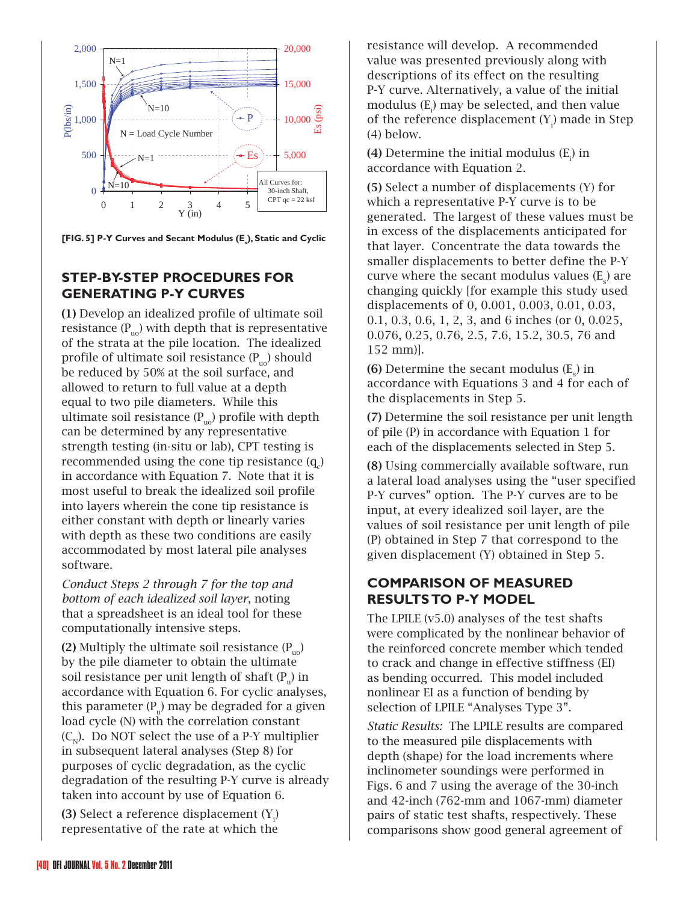[FIG. 5] P-Y Curves and Secant Modulus ($E_s$), Static and Cyclic

## STEP-BY-STEP PROCEDURES FOR GENERATING P-Y CURVES

**(1)** Develop an idealized profile of ultimate soil resistance ($P_{uo}$) with depth that is representative of the strata at the pile location. The idealized profile of ultimate soil resistance ($P_{uo}$) should be reduced by 50% at the soil surface, and allowed to return to full value at a depth equal to two pile diameters. While this ultimate soil resistance ($P_{uo}$) profile with depth can be determined by any representative strength testing (in-situ or lab), CPT testing is recommended using the cone tip resistance ($q_c$) in accordance with Equation 7. Note that it is most useful to break the idealized soil profile into layers wherein the cone tip resistance is either constant with depth or linearly varies with depth as these two conditions are easily accommodated by most lateral pile analyses software.

*Conduct Steps 2 through 7 for the top and bottom of each idealized soil layer*, noting that a spreadsheet is an ideal tool for these computationally intensive steps.

**(2)** Multiply the ultimate soil resistance ($P_{uo}$) by the pile diameter to obtain the ultimate soil resistance per unit length of shaft ($P_u$) in accordance with Equation 6. For cyclic analyses, this parameter ($P_u$) may be degraded for a given load cycle (N) with the correlation constant ($C_N$). Do NOT select the use of a P-Y multiplier in subsequent lateral analyses (Step 8) for purposes of cyclic degradation, as the cyclic degradation of the resulting P-Y curve is already taken into account by use of Equation 6.

**(3)** Select a reference displacement ($Y_i$) representative of the rate at which the resistance will develop. A recommended value was presented previously along with descriptions of its effect on the resulting P-Y curve. Alternatively, a value of the initial modulus ($E_i$) may be selected, and then value of the reference displacement ($Y_i$) made in Step (4) below.

**(4)** Determine the initial modulus ($E_i$) in accordance with Equation 2.

**(5)** Select a number of displacements (Y) for which a representative P-Y curve is to be generated. The largest of these values must be in excess of the displacements anticipated for that layer. Concentrate the data towards the smaller displacements to better define the P-Y curve where the secant modulus values ($E_s$) are changing quickly [for example this study used displacements of 0, 0.001, 0.003, 0.01, 0.03, 0.1, 0.3, 0.6, 1, 2, 3, and 6 inches (or 0, 0.025, 0.076, 0.25, 0.76, 2.5, 7.6, 15.2, 30.5, 76 and 152 mm)].

**(6)** Determine the secant modulus ($E_s$) in accordance with Equations 3 and 4 for each of the displacements in Step 5.

**(7)** Determine the soil resistance per unit length of pile (P) in accordance with Equation 1 for each of the displacements selected in Step 5.

**(8)** Using commercially available software, run a lateral load analyses using the "user specified P-Y curves" option. The P-Y curves are to be input, at every idealized soil layer, are the values of soil resistance per unit length of pile (P) obtained in Step 7 that correspond to the given displacement (Y) obtained in Step 5.

## COMPARISON OF MEASURED RESULTS TO P-Y MODEL

The LPILE (v5.0) analyses of the test shafts were complicated by the nonlinear behavior of the reinforced concrete member which tended to crack and change in effective stiffness (EI) as bending occurred. This model included nonlinear EI as a function of bending by selection of LPILE "Analyses Type 3".

*Static Results:* The LPILE results are compared to the measured pile displacements with depth (shape) for the load increments where inclinometer soundings were performed in Figs. 6 and 7 using the average of the 30-inch and 42-inch (762-mm and 1067-mm) diameter pairs of static test shafts, respectively. These comparisons show good general agreement of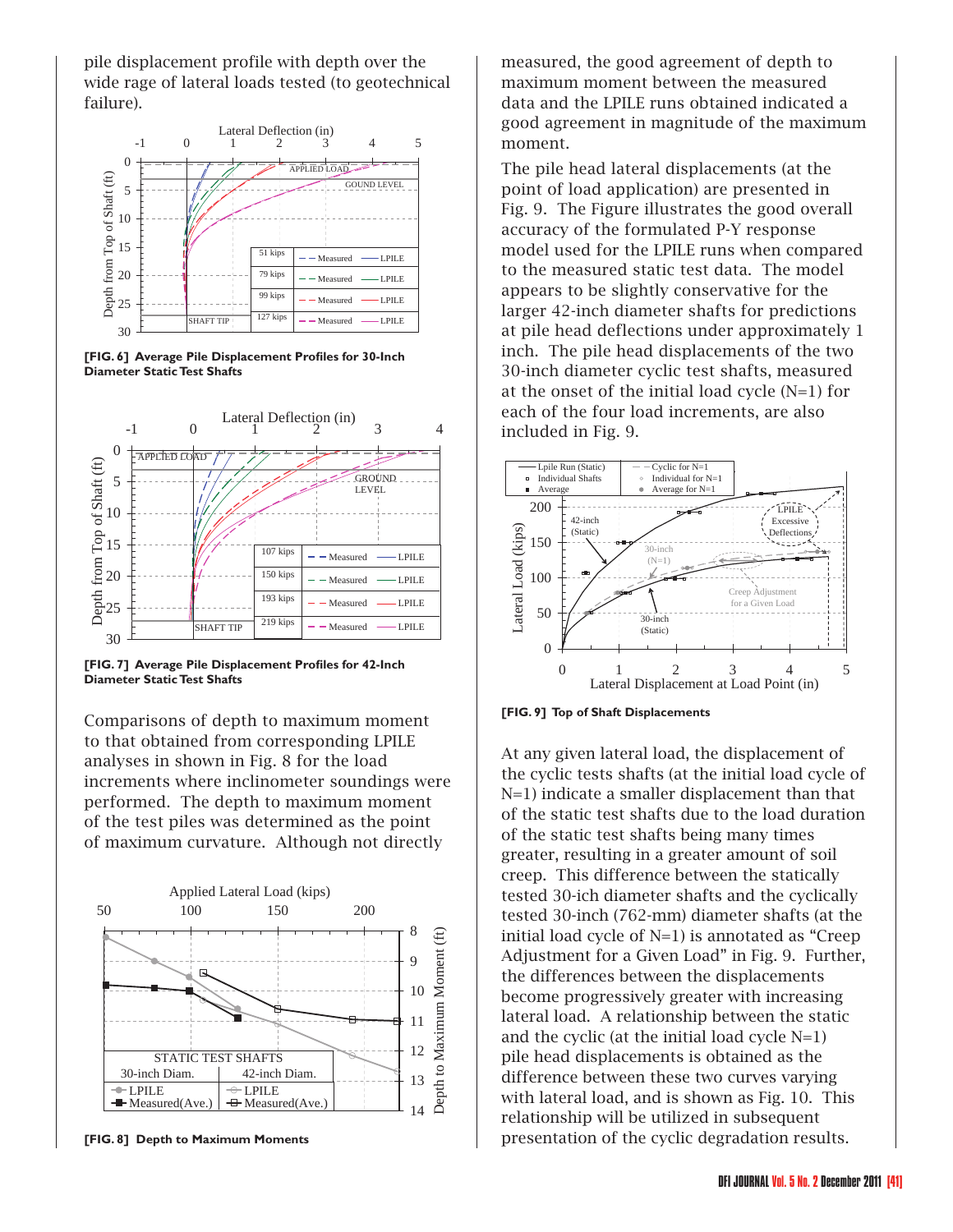pile displacement profile with depth over the wide rage of lateral loads tested (to geotechnical failure).

[FIG. 6] Average Pile Displacement Profiles for 30-Inch Diameter Static Test Shafts

[FIG. 7] Average Pile Displacement Profiles for 42-Inch Diameter Static Test Shafts

Comparisons of depth to maximum moment to that obtained from corresponding LPILE analyses in shown in Fig. 8 for the load increments where inclinometer soundings were performed. The depth to maximum moment of the test piles was determined as the point of maximum curvature. Although not directly measured, the good agreement of depth to maximum moment between the measured data and the LPILE runs obtained indicated a good agreement in magnitude of the maximum moment.

[FIG. 8] Depth to Maximum Moments

The pile head lateral displacements (at the point of load application) are presented in Fig. 9. The Figure illustrates the good overall accuracy of the formulated P-Y response model used for the LPILE runs when compared to the measured static test data. The model appears to be slightly conservative for the larger 42-inch diameter shafts for predictions at pile head deflections under approximately 1 inch. The pile head displacements of the two 30-inch diameter cyclic test shafts, measured at the onset of the initial load cycle (N=1) for each of the four load increments, are also included in Fig. 9.

[FIG. 9] Top of Shaft Displacements

At any given lateral load, the displacement of the cyclic tests shafts (at the initial load cycle of N=1) indicate a smaller displacement than that of the static test shafts due to the load duration of the static test shafts being many times greater, resulting in a greater amount of soil creep. This difference between the statically tested 30-ich diameter shafts and the cyclically tested 30-inch (762-mm) diameter shafts (at the initial load cycle of N=1) is annotated as "Creep Adjustment for a Given Load" in Fig. 9. Further, the differences between the displacements become progressively greater with increasing lateral load. A relationship between the static and the cyclic (at the initial load cycle N=1) pile head displacements is obtained as the difference between these two curves varying with lateral load, and is shown as Fig. 10. This relationship will be utilized in subsequent presentation of the cyclic degradation results.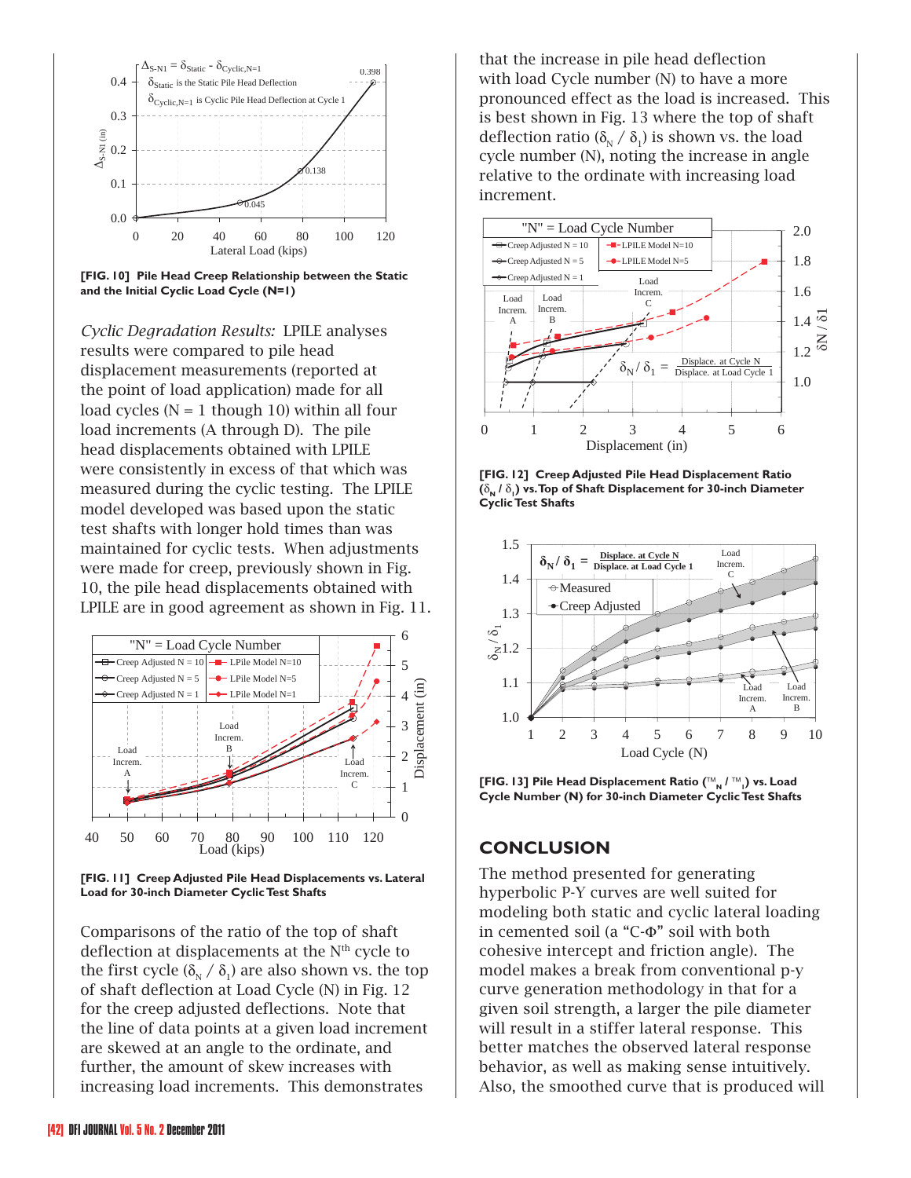[FIG. 10] Pile Head Creep Relationship between the Static and the Initial Cyclic Load Cycle (N=1)

*Cyclic Degradation Results:* LPILE analyses results were compared to pile head displacement measurements (reported at the point of load application) made for all load cycles (N = 1 though 10) within all four load increments (A through D). The pile head displacements obtained with LPILE were consistently in excess of that which was measured during the cyclic testing. The LPILE model developed was based upon the static test shafts with longer hold times than was maintained for cyclic tests. When adjustments were made for creep, previously shown in Fig. 10, the pile head displacements obtained with LPILE are in good agreement as shown in Fig. 11.

[FIG. 11] Creep Adjusted Pile Head Displacements vs. Lateral Load for 30-inch Diameter Cyclic Test Shafts

Comparisons of the ratio of the top of shaft deflection at displacements at the N[th] cycle to the first cycle ($\delta_N$ / $\delta_1$) are also shown vs. the top of shaft deflection at Load Cycle (N) in Fig. 12 for the creep adjusted deflections. Note that the line of data points at a given load increment are skewed at an angle to the ordinate, and further, the amount of skew increases with increasing load increments. This demonstrates that the increase in pile head deflection with load Cycle number (N) to have a more pronounced effect as the load is increased. This is best shown in Fig. 13 where the top of shaft deflection ratio ($\delta_N$ / $\delta_1$) is shown vs. the load cycle number (N), noting the increase in angle relative to the ordinate with increasing load increment.

[FIG. 12] Creep Adjusted Pile Head Displacement Ratio ($\delta_N$ / $\delta_1$) vs. Top of Shaft Displacement for 30-inch Diameter Cyclic Test Shafts

[FIG. 13] Pile Head Displacement Ratio ($\delta_N$ / $\delta_1$) vs. Load Cycle Number (N) for 30-inch Diameter Cyclic Test Shafts

## CONCLUSION

The method presented for generating hyperbolic P-Y curves are well suited for modeling both static and cyclic lateral loading in cemented soil (a "C-Φ" soil with both cohesive intercept and friction angle). The model makes a break from conventional p-y curve generation methodology in that for a given soil strength, a larger the pile diameter will result in a stiffer lateral response. This better matches the observed lateral response behavior, as well as making sense intuitively. Also, the smoothed curve that is produced will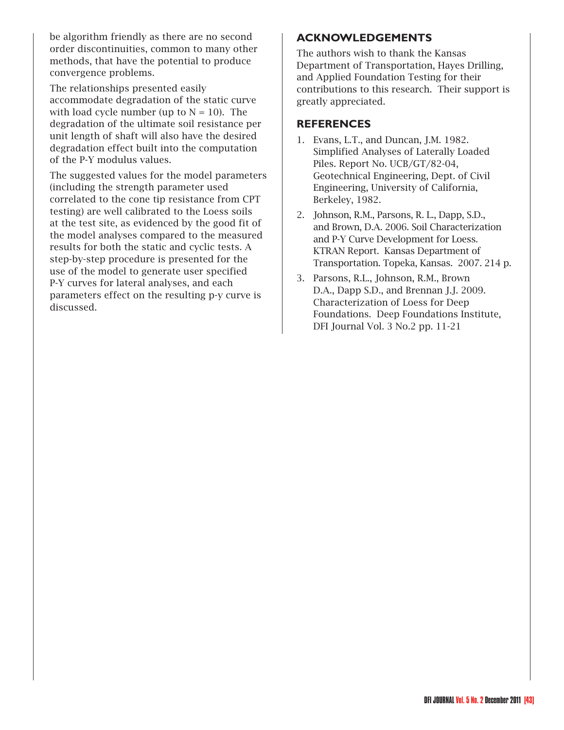be algorithm friendly as there are no second order discontinuities, common to many other methods, that have the potential to produce convergence problems.

The relationships presented easily accommodate degradation of the static curve with load cycle number (up to N = 10). The degradation of the ultimate soil resistance per unit length of shaft will also have the desired degradation effect built into the computation of the P-Y modulus values.

The suggested values for the model parameters (including the strength parameter used correlated to the cone tip resistance from CPT testing) are well calibrated to the Loess soils at the test site, as evidenced by the good fit of the model analyses compared to the measured results for both the static and cyclic tests. A step-by-step procedure is presented for the use of the model to generate user specified P-Y curves for lateral analyses, and each parameters effect on the resulting p-y curve is discussed.

## ACKNOWLEDGEMENTS

The authors wish to thank the Kansas Department of Transportation, Hayes Drilling, and Applied Foundation Testing for their contributions to this research. Their support is greatly appreciated.

## REFERENCES

1. Evans, L.T., and Duncan, J.M. 1982. Simplified Analyses of Laterally Loaded Piles. Report No. UCB/GT/82-04, Geotechnical Engineering, Dept. of Civil Engineering, University of California, Berkeley, 1982.
2. Johnson, R.M., Parsons, R. L., Dapp, S.D., and Brown, D.A. 2006. Soil Characterization and P-Y Curve Development for Loess. KTRAN Report. Kansas Department of Transportation. Topeka, Kansas. 2007. 214 p.
3. Parsons, R.L., Johnson, R.M., Brown D.A., Dapp S.D., and Brennan J.J. 2009. Characterization of Loess for Deep Foundations. Deep Foundations Institute, DFI Journal Vol. 3 No.2 pp. 11-21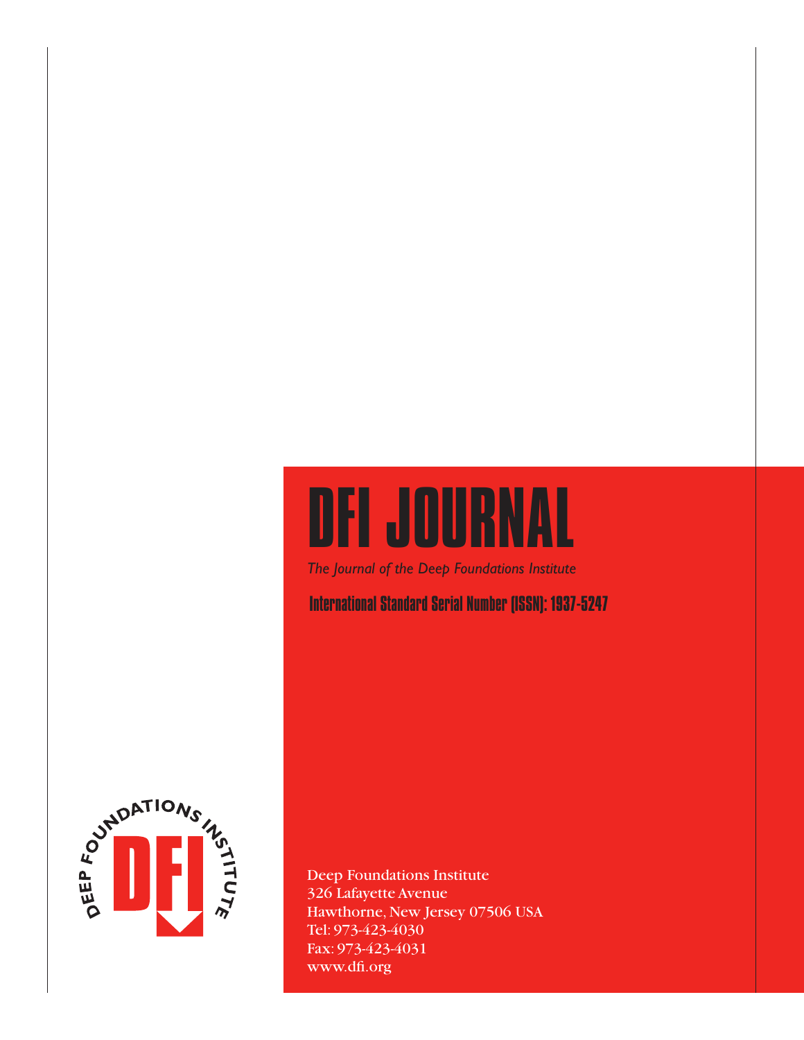# DFI JOURNAL

*The Journal of the Deep Foundations Institute*

**International Standard Serial Number (ISSN): 1937-5247**

Deep Foundations Institute
326 Lafayette Avenue
Hawthorne, New Jersey 07506 USA
Tel: 973-423-4030
Fax: 973-423-4031
www.dfi.org